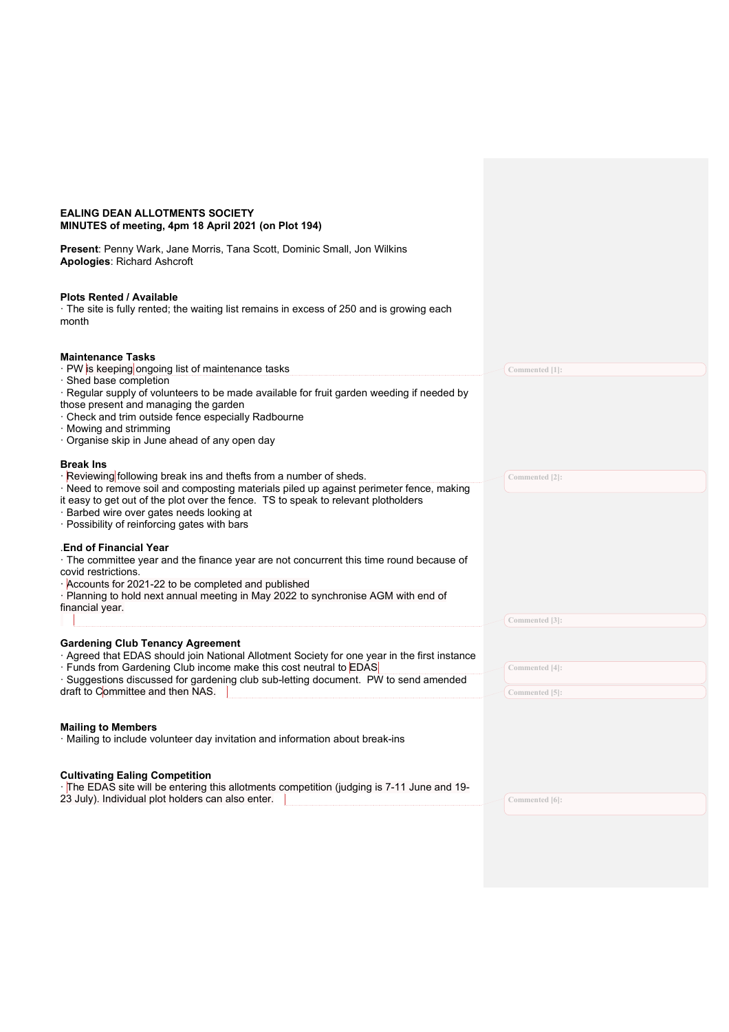**EALING DEAN ALLOTMENTS SOCIETY**
**MINUTES of meeting, 4pm 18 April 2021 (on Plot 194)**

**Present**: Penny Wark, Jane Morris, Tana Scott, Dominic Small, Jon Wilkins
**Apologies**: Richard Ashcroft

**Plots Rented / Available**

· The site is fully rented; the waiting list remains in excess of 250 and is growing each month

**Maintenance Tasks**

· PW is keeping ongoing list of maintenance tasks
· Shed base completion
· Regular supply of volunteers to be made available for fruit garden weeding if needed by those present and managing the garden
· Check and trim outside fence especially Radbourne
· Mowing and strimming
· Organise skip in June ahead of any open day

**Break Ins**

· Reviewing following break ins and thefts from a number of sheds.
· Need to remove soil and composting materials piled up against perimeter fence, making it easy to get out of the plot over the fence. TS to speak to relevant plotholders
· Barbed wire over gates needs looking at
· Possibility of reinforcing gates with bars

.**End of Financial Year**

· The committee year and the finance year are not concurrent this time round because of covid restrictions.
· Accounts for 2021-22 to be completed and published
· Planning to hold next annual meeting in May 2022 to synchronise AGM with end of financial year.

**Gardening Club Tenancy Agreement**

· Agreed that EDAS should join National Allotment Society for one year in the first instance
· Funds from Gardening Club income make this cost neutral to EDAS
· Suggestions discussed for gardening club sub-letting document. PW to send amended draft to Committee and then NAS.

**Mailing to Members**

· Mailing to include volunteer day invitation and information about break-ins

**Cultivating Ealing Competition**

· The EDAS site will be entering this allotments competition (judging is 7-11 June and 19-23 July). Individual plot holders can also enter.

Commented [1]:

Commented [2]:

Commented [3]:

Commented [4]:

Commented [5]:

Commented [6]: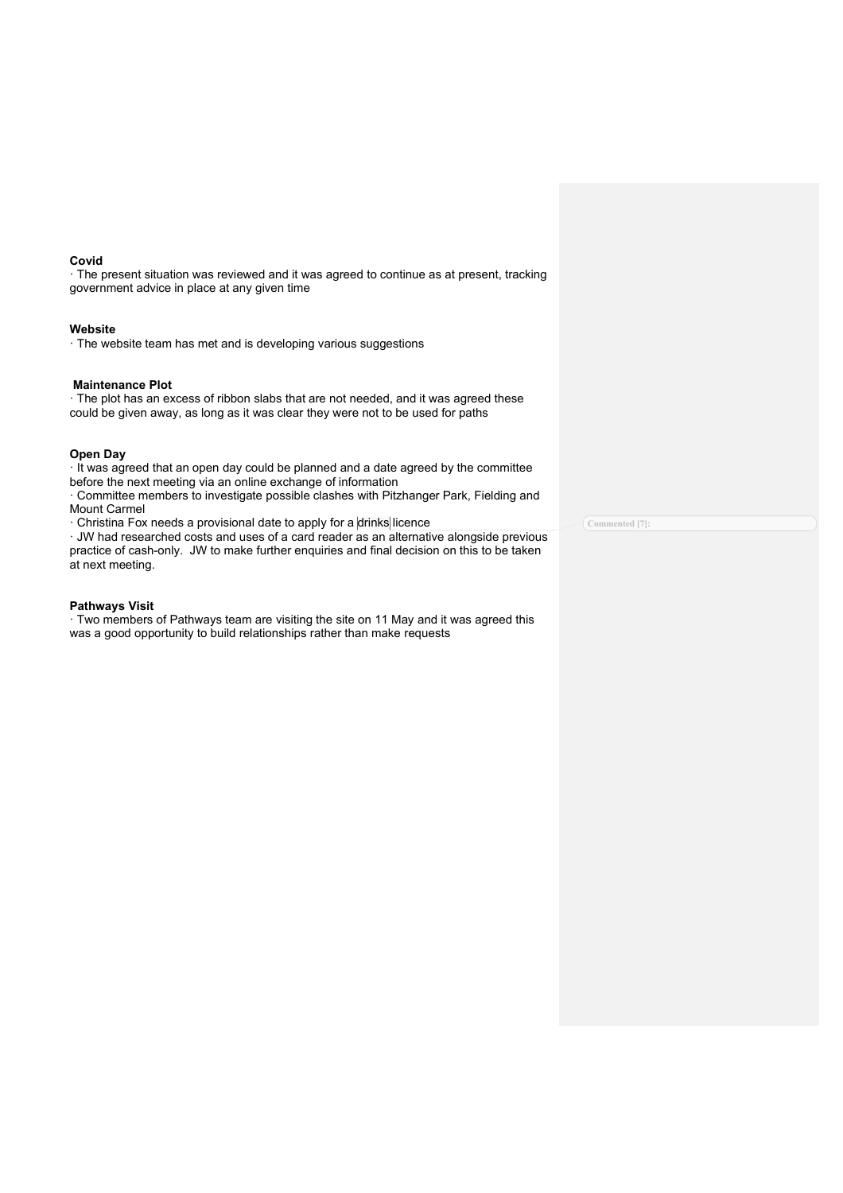**Covid**

· The present situation was reviewed and it was agreed to continue as at present, tracking government advice in place at any given time

**Website**

· The website team has met and is developing various suggestions

**Maintenance Plot**

· The plot has an excess of ribbon slabs that are not needed, and it was agreed these could be given away, as long as it was clear they were not to be used for paths

**Open Day**

· It was agreed that an open day could be planned and a date agreed by the committee before the next meeting via an online exchange of information

· Committee members to investigate possible clashes with Pitzhanger Park, Fielding and Mount Carmel

· Christina Fox needs a provisional date to apply for a drinks licence

· JW had researched costs and uses of a card reader as an alternative alongside previous practice of cash-only. JW to make further enquiries and final decision on this to be taken at next meeting.

Commented [7]:

**Pathways Visit**

· Two members of Pathways team are visiting the site on 11 May and it was agreed this was a good opportunity to build relationships rather than make requests